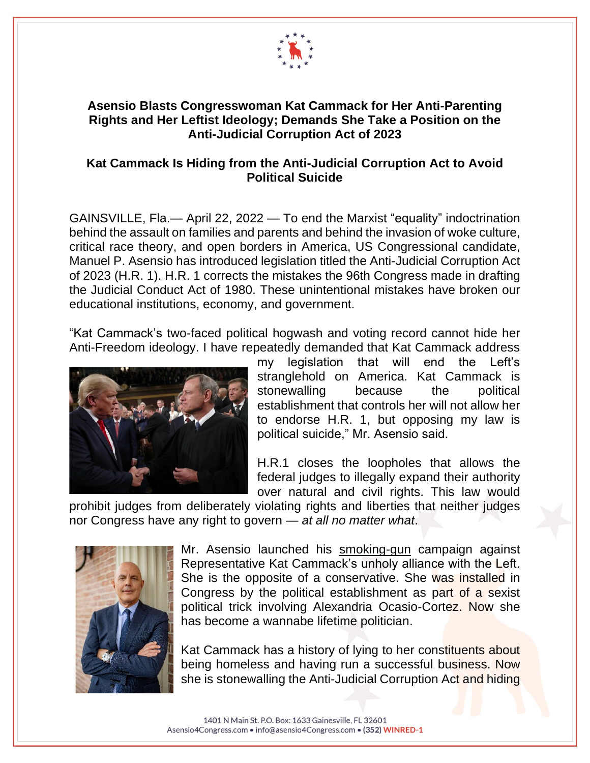**Asensio Blasts Congresswoman Kat Cammack for Her Anti-Parenting Rights and Her Leftist Ideology; Demands She Take a Position on the Anti-Judicial Corruption Act of 2023**

**Kat Cammack Is Hiding from the Anti-Judicial Corruption Act to Avoid Political Suicide**

GAINSVILLE, Fla.— April 22, 2022 — To end the Marxist "equality" indoctrination behind the assault on families and parents and behind the invasion of woke culture, critical race theory, and open borders in America, US Congressional candidate, Manuel P. Asensio has introduced legislation titled the Anti-Judicial Corruption Act of 2023 (H.R. 1). H.R. 1 corrects the mistakes the 96th Congress made in drafting the Judicial Conduct Act of 1980. These unintentional mistakes have broken our educational institutions, economy, and government.

"Kat Cammack's two-faced political hogwash and voting record cannot hide her Anti-Freedom ideology. I have repeatedly demanded that Kat Cammack address my legislation that will end the Left's stranglehold on America. Kat Cammack is stonewalling because the political establishment that controls her will not allow her to endorse H.R. 1, but opposing my law is political suicide," Mr. Asensio said.

H.R.1 closes the loopholes that allows the federal judges to illegally expand their authority over natural and civil rights. This law would prohibit judges from deliberately violating rights and liberties that neither judges nor Congress have any right to govern — *at all no matter what*.

Mr. Asensio launched his smoking-gun campaign against Representative Kat Cammack's unholy alliance with the Left. She is the opposite of a conservative. She was installed in Congress by the political establishment as part of a sexist political trick involving Alexandria Ocasio-Cortez. Now she has become a wannabe lifetime politician.

Kat Cammack has a history of lying to her constituents about being homeless and having run a successful business. Now she is stonewalling the Anti-Judicial Corruption Act and hiding

1401 N Main St. P.O. Box: 1633 Gainesville, FL 32601
Asensio4Congress.com • info@asensio4Congress.com • (352) WINRED-1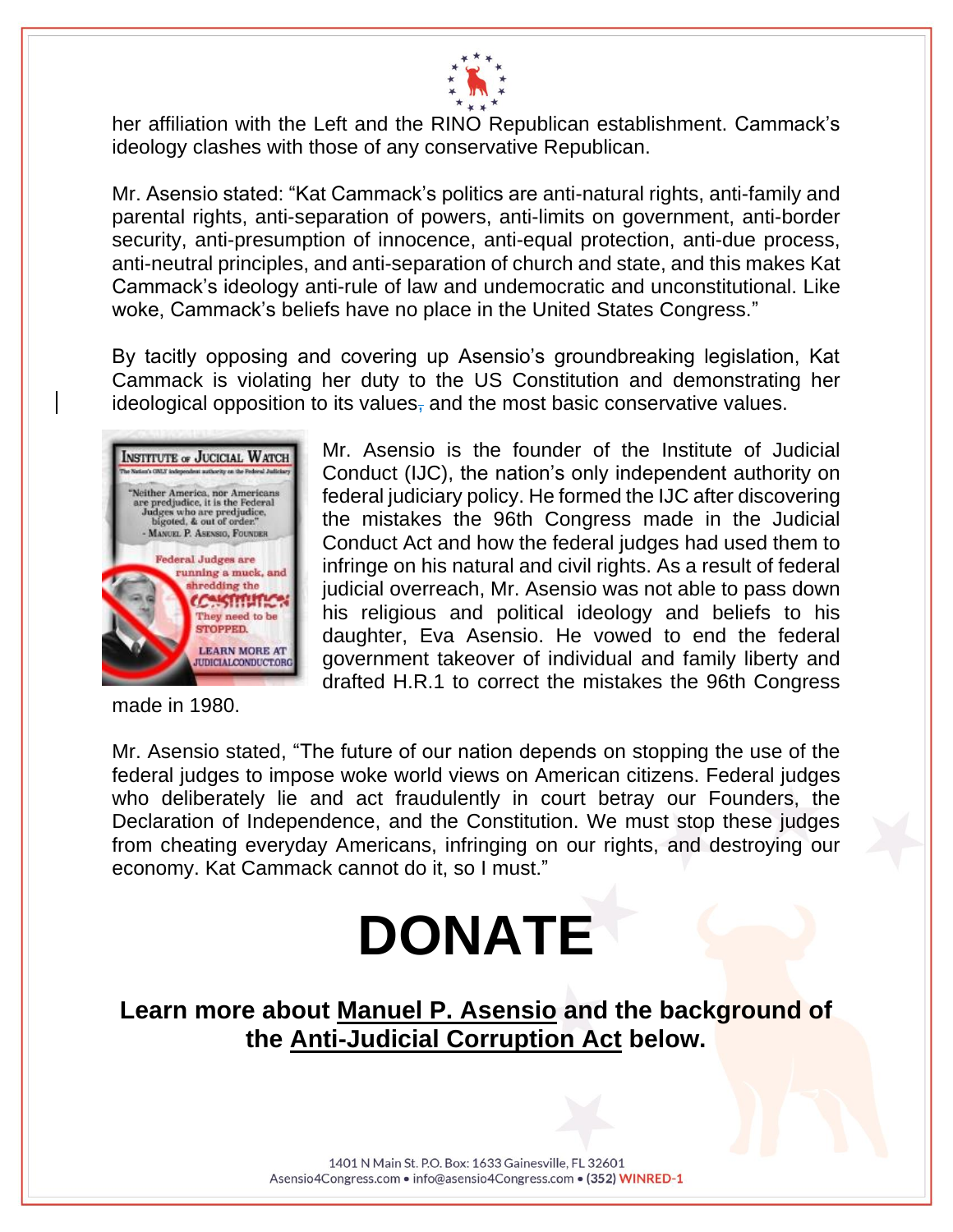her affiliation with the Left and the RINO Republican establishment. Cammack's ideology clashes with those of any conservative Republican.

Mr. Asensio stated: "Kat Cammack's politics are anti-natural rights, anti-family and parental rights, anti-separation of powers, anti-limits on government, anti-border security, anti-presumption of innocence, anti-equal protection, anti-due process, anti-neutral principles, and anti-separation of church and state, and this makes Kat Cammack's ideology anti-rule of law and undemocratic and unconstitutional. Like woke, Cammack's beliefs have no place in the United States Congress."

By tacitly opposing and covering up Asensio's groundbreaking legislation, Kat Cammack is violating her duty to the US Constitution and demonstrating her ideological opposition to its values, and the most basic conservative values.

Mr. Asensio is the founder of the Institute of Judicial Conduct (IJC), the nation's only independent authority on federal judiciary policy. He formed the IJC after discovering the mistakes the 96th Congress made in the Judicial Conduct Act and how the federal judges had used them to infringe on his natural and civil rights. As a result of federal judicial overreach, Mr. Asensio was not able to pass down his religious and political ideology and beliefs to his daughter, Eva Asensio. He vowed to end the federal government takeover of individual and family liberty and drafted H.R.1 to correct the mistakes the 96th Congress made in 1980.

Mr. Asensio stated, "The future of our nation depends on stopping the use of the federal judges to impose woke world views on American citizens. Federal judges who deliberately lie and act fraudulently in court betray our Founders, the Declaration of Independence, and the Constitution. We must stop these judges from cheating everyday Americans, infringing on our rights, and destroying our economy. Kat Cammack cannot do it, so I must."

# DONATE

**Learn more about Manuel P. Asensio and the background of the Anti-Judicial Corruption Act below.**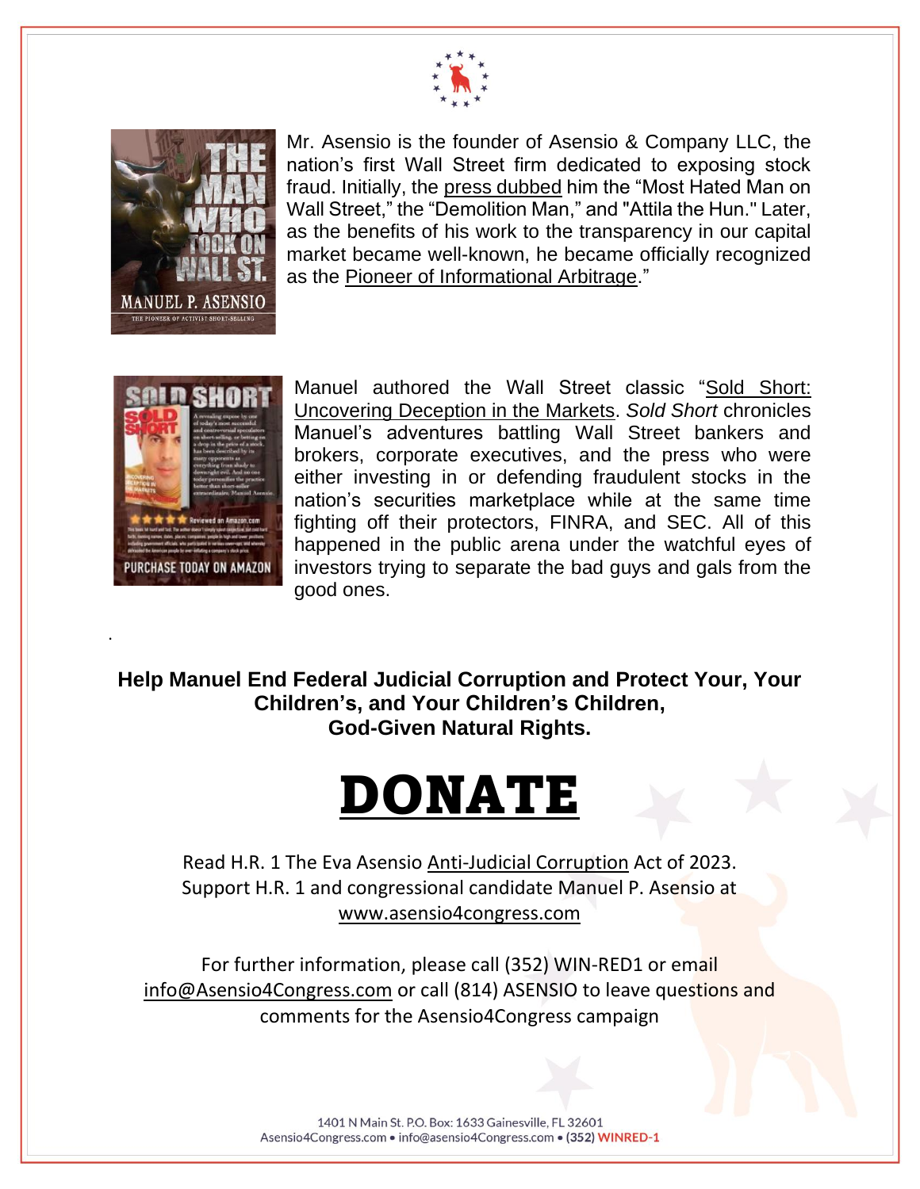Mr. Asensio is the founder of Asensio & Company LLC, the nation's first Wall Street firm dedicated to exposing stock fraud. Initially, the press dubbed him the "Most Hated Man on Wall Street," the "Demolition Man," and "Attila the Hun." Later, as the benefits of his work to the transparency in our capital market became well-known, he became officially recognized as the Pioneer of Informational Arbitrage."

Manuel authored the Wall Street classic "Sold Short: Uncovering Deception in the Markets. *Sold Short* chronicles Manuel's adventures battling Wall Street bankers and brokers, corporate executives, and the press who were either investing in or defending fraudulent stocks in the nation's securities marketplace while at the same time fighting off their protectors, FINRA, and SEC. All of this happened in the public arena under the watchful eyes of investors trying to separate the bad guys and gals from the good ones.

**Help Manuel End Federal Judicial Corruption and Protect Your, Your Children's, and Your Children's Children, God-Given Natural Rights.**

# DONATE

Read H.R. 1 The Eva Asensio Anti-Judicial Corruption Act of 2023.
Support H.R. 1 and congressional candidate Manuel P. Asensio at www.asensio4congress.com

For further information, please call (352) WIN-RED1 or email info@Asensio4Congress.com or call (814) ASENSIO to leave questions and comments for the Asensio4Congress campaign

1401 N Main St. P.O. Box: 1633 Gainesville, FL 32601
Asensio4Congress.com • info@asensio4Congress.com • (352) WINRED-1